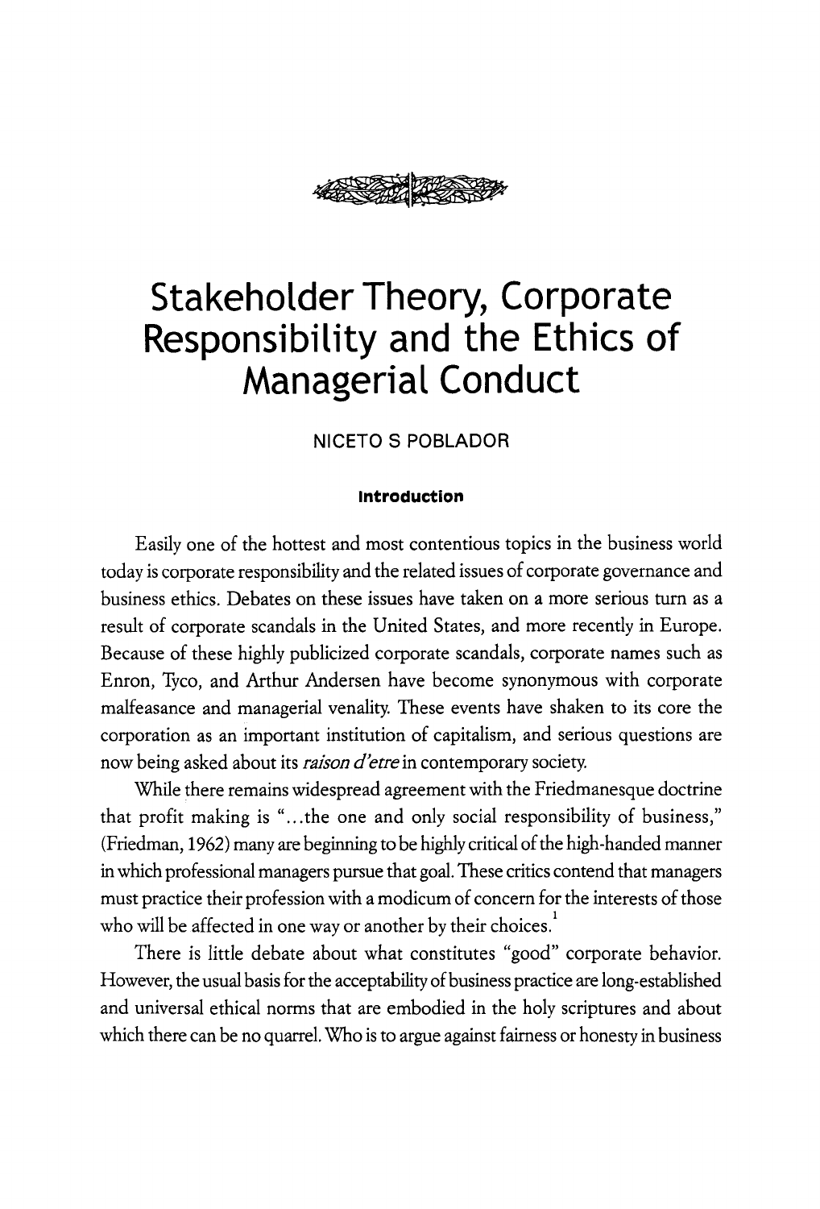# Stakeholder Theory, Corporate Responsibility and the Ethics of Managerial Conduct

NICETO S POBLADOR

## Introduction

Easily one of the hottest and most contentious topics in the business world today is corporate responsibility and the related issues of corporate governance and business ethics. Debates on these issues have taken on a more serious turn as a result of corporate scandals in the United States, and more recently in Europe. Because of these highly publicized corporate scandals, corporate names such as Enron, Tyco, and Arthur Andersen have become synonymous with corporate malfeasance and managerial venality. These events have shaken to its core the corporation as an important institution of capitalism, and serious questions are now being asked about its *raison d'etre* in contemporary society.

While there remains widespread agreement with the Friedmanesque doctrine that profit making is "...the one and only social responsibility of business," (Friedman, 1962) many are beginning to be highly critical of the high-handed manner in which professional managers pursue that goal. These critics contend that managers must practice their profession with a modicum of concern for the interests of those who will be affected in one way or another by their choices.[1]

There is little debate about what constitutes "good" corporate behavior. However, the usual basis for the acceptability of business practice are long-established and universal ethical norms that are embodied in the holy scriptures and about which there can be no quarrel. Who is to argue against fairness or honesty in business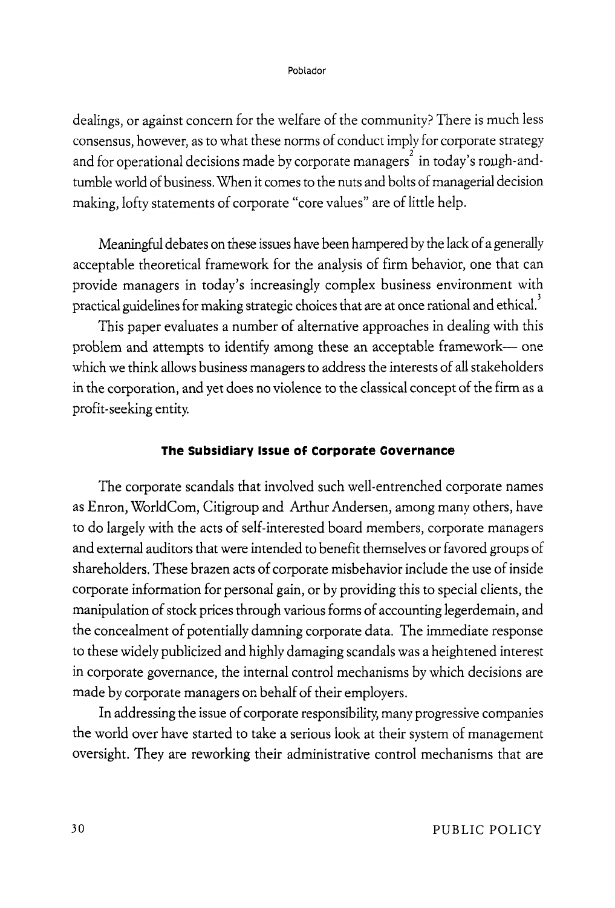dealings, or against concern for the welfare of the community? There is much less consensus, however, as to what these norms of conduct imply for corporate strategy and for operational decisions made by corporate managers[2] in today's rough-and-tumble world of business. When it comes to the nuts and bolts of managerial decision making, lofty statements of corporate "core values" are of little help.

Meaningful debates on these issues have been hampered by the lack of a generally acceptable theoretical framework for the analysis of firm behavior, one that can provide managers in today's increasingly complex business environment with practical guidelines for making strategic choices that are at once rational and ethical.[3]

This paper evaluates a number of alternative approaches in dealing with this problem and attempts to identify among these an acceptable framework— one which we think allows business managers to address the interests of all stakeholders in the corporation, and yet does no violence to the classical concept of the firm as a profit-seeking entity.

## The Subsidiary Issue of Corporate Governance

The corporate scandals that involved such well-entrenched corporate names as Enron, WorldCom, Citigroup and Arthur Andersen, among many others, have to do largely with the acts of self-interested board members, corporate managers and external auditors that were intended to benefit themselves or favored groups of shareholders. These brazen acts of corporate misbehavior include the use of inside corporate information for personal gain, or by providing this to special clients, the manipulation of stock prices through various forms of accounting legerdemain, and the concealment of potentially damning corporate data. The immediate response to these widely publicized and highly damaging scandals was a heightened interest in corporate governance, the internal control mechanisms by which decisions are made by corporate managers on behalf of their employers.

In addressing the issue of corporate responsibility, many progressive companies the world over have started to take a serious look at their system of management oversight. They are reworking their administrative control mechanisms that are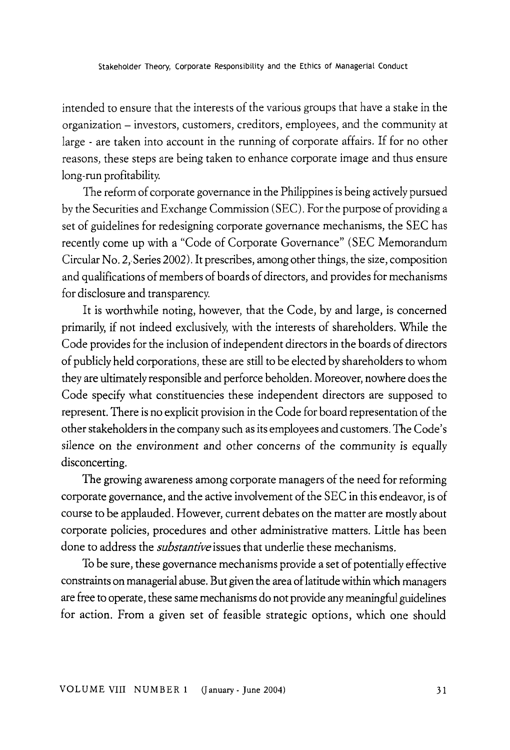intended to ensure that the interests of the various groups that have a stake in the organization – investors, customers, creditors, employees, and the community at large - are taken into account in the running of corporate affairs. If for no other reasons, these steps are being taken to enhance corporate image and thus ensure long-run profitability.

The reform of corporate governance in the Philippines is being actively pursued by the Securities and Exchange Commission (SEC). For the purpose of providing a set of guidelines for redesigning corporate governance mechanisms, the SEC has recently come up with a "Code of Corporate Governance" (SEC Memorandum Circular No. 2, Series 2002). It prescribes, among other things, the size, composition and qualifications of members of boards of directors, and provides for mechanisms for disclosure and transparency.

It is worthwhile noting, however, that the Code, by and large, is concerned primarily, if not indeed exclusively, with the interests of shareholders. While the Code provides for the inclusion of independent directors in the boards of directors of publicly held corporations, these are still to be elected by shareholders to whom they are ultimately responsible and perforce beholden. Moreover, nowhere does the Code specify what constituencies these independent directors are supposed to represent. There is no explicit provision in the Code for board representation of the other stakeholders in the company such as its employees and customers. The Code's silence on the environment and other concerns of the community is equally disconcerting.

The growing awareness among corporate managers of the need for reforming corporate governance, and the active involvement of the SEC in this endeavor, is of course to be applauded. However, current debates on the matter are mostly about corporate policies, procedures and other administrative matters. Little has been done to address the *substantive* issues that underlie these mechanisms.

To be sure, these governance mechanisms provide a set of potentially effective constraints on managerial abuse. But given the area of latitude within which managers are free to operate, these same mechanisms do not provide any meaningful guidelines for action. From a given set of feasible strategic options, which one should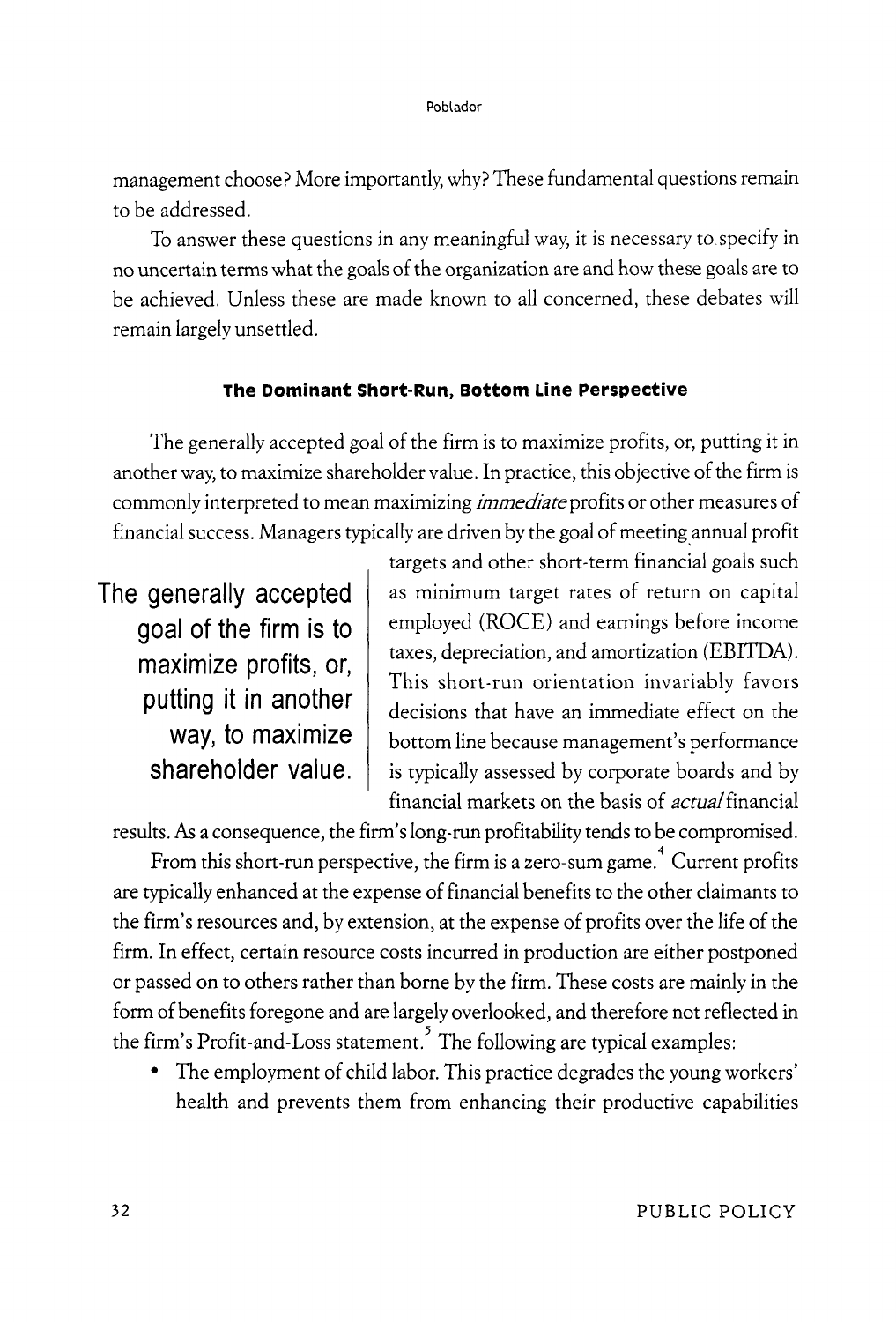management choose? More importantly, why? These fundamental questions remain to be addressed.

To answer these questions in any meaningful way, it is necessary to specify in no uncertain terms what the goals of the organization are and how these goals are to be achieved. Unless these are made known to all concerned, these debates will remain largely unsettled.

## The Dominant Short-Run, Bottom Line Perspective

The generally accepted goal of the firm is to maximize profits, or, putting it in another way, to maximize shareholder value. In practice, this objective of the firm is commonly interpreted to mean maximizing *immediate* profits or other measures of financial success. Managers typically are driven by the goal of meeting annual profit targets and other short-term financial goals such as minimum target rates of return on capital employed (ROCE) and earnings before income taxes, depreciation, and amortization (EBITDA). This short-run orientation invariably favors decisions that have an immediate effect on the bottom line because management's performance is typically assessed by corporate boards and by financial markets on the basis of *actual* financial results. As a consequence, the firm's long-run profitability tends to be compromised.

> The generally accepted goal of the firm is to maximize profits, or, putting it in another way, to maximize shareholder value.

From this short-run perspective, the firm is a zero-sum game.[4] Current profits are typically enhanced at the expense of financial benefits to the other claimants to the firm's resources and, by extension, at the expense of profits over the life of the firm. In effect, certain resource costs incurred in production are either postponed or passed on to others rather than borne by the firm. These costs are mainly in the form of benefits foregone and are largely overlooked, and therefore not reflected in the firm's Profit-and-Loss statement.[5] The following are typical examples:

- The employment of child labor. This practice degrades the young workers' health and prevents them from enhancing their productive capabilities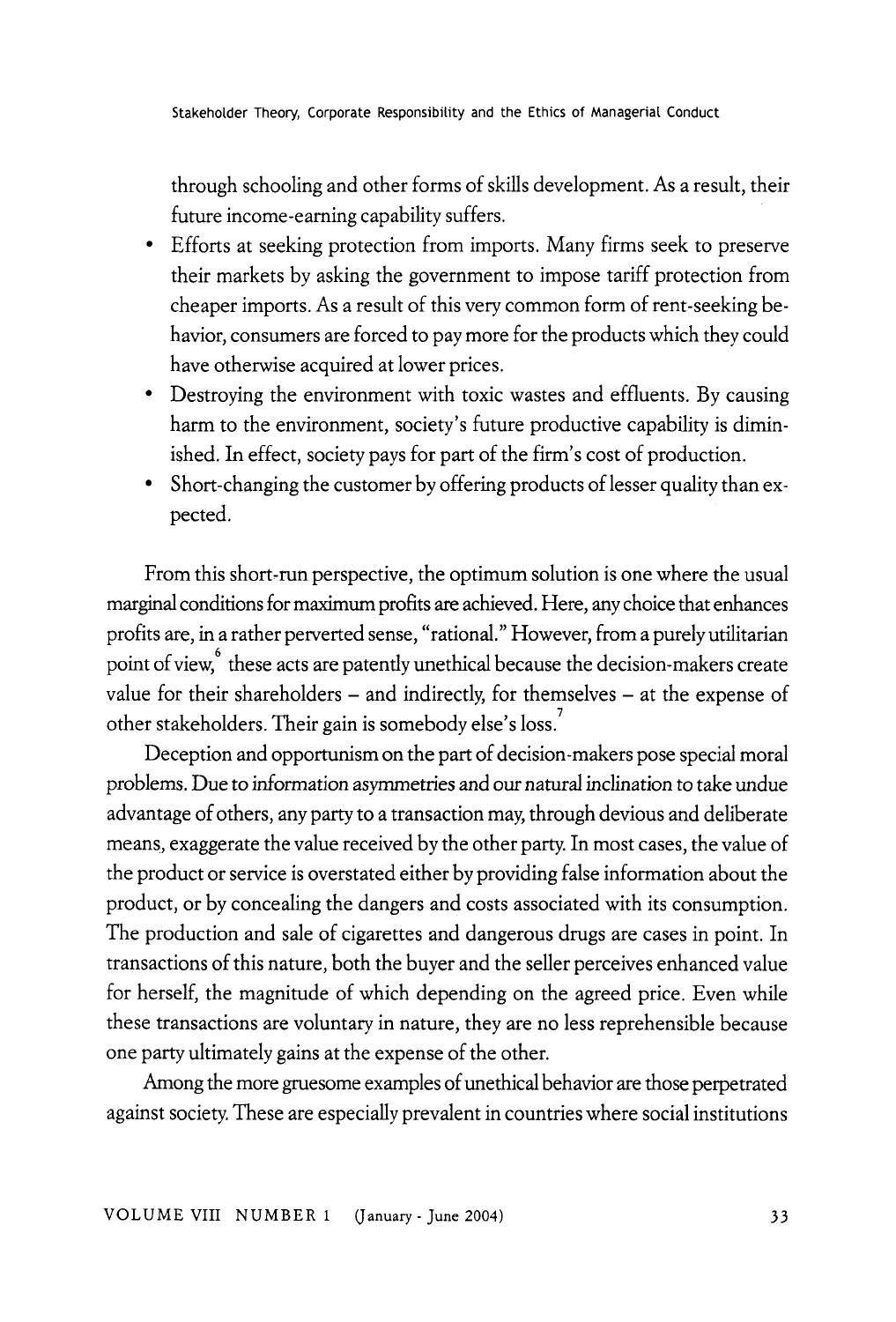through schooling and other forms of skills development. As a result, their future income-earning capability suffers.

- Efforts at seeking protection from imports. Many firms seek to preserve their markets by asking the government to impose tariff protection from cheaper imports. As a result of this very common form of rent-seeking behavior, consumers are forced to pay more for the products which they could have otherwise acquired at lower prices.
- Destroying the environment with toxic wastes and effluents. By causing harm to the environment, society's future productive capability is diminished. In effect, society pays for part of the firm's cost of production.
- Short-changing the customer by offering products of lesser quality than expected.

From this short-run perspective, the optimum solution is one where the usual marginal conditions for maximum profits are achieved. Here, any choice that enhances profits are, in a rather perverted sense, "rational." However, from a purely utilitarian point of view,[6] these acts are patently unethical because the decision-makers create value for their shareholders – and indirectly, for themselves – at the expense of other stakeholders. Their gain is somebody else's loss.[7]

Deception and opportunism on the part of decision-makers pose special moral problems. Due to information asymmetries and our natural inclination to take undue advantage of others, any party to a transaction may, through devious and deliberate means, exaggerate the value received by the other party. In most cases, the value of the product or service is overstated either by providing false information about the product, or by concealing the dangers and costs associated with its consumption. The production and sale of cigarettes and dangerous drugs are cases in point. In transactions of this nature, both the buyer and the seller perceives enhanced value for herself, the magnitude of which depending on the agreed price. Even while these transactions are voluntary in nature, they are no less reprehensible because one party ultimately gains at the expense of the other.

Among the more gruesome examples of unethical behavior are those perpetrated against society. These are especially prevalent in countries where social institutions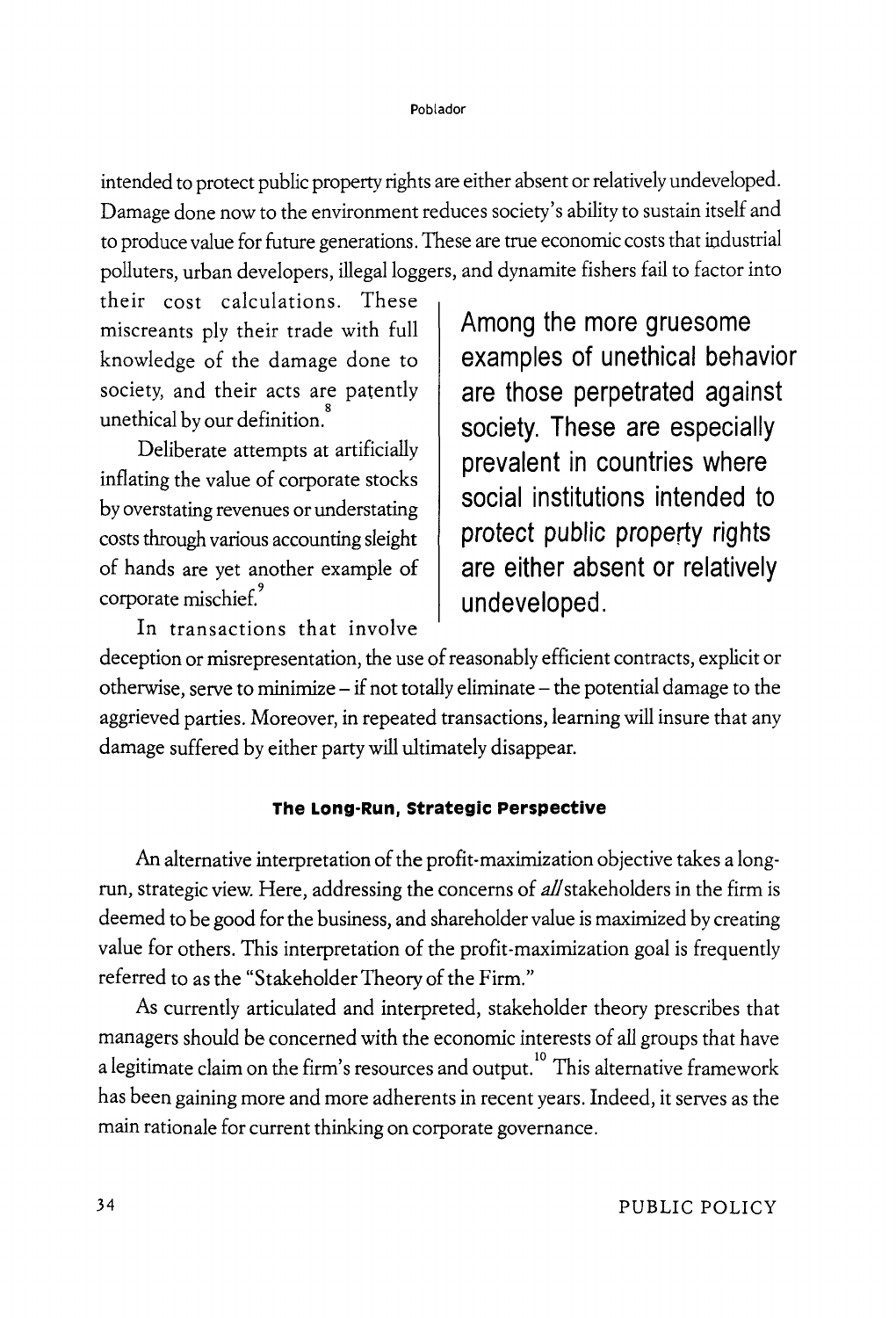intended to protect public property rights are either absent or relatively undeveloped. Damage done now to the environment reduces society's ability to sustain itself and to produce value for future generations. These are true economic costs that industrial polluters, urban developers, illegal loggers, and dynamite fishers fail to factor into their cost calculations. These miscreants ply their trade with full knowledge of the damage done to society, and their acts are patently unethical by our definition.[8]

Deliberate attempts at artificially inflating the value of corporate stocks by overstating revenues or understating costs through various accounting sleight of hands are yet another example of corporate mischief.[9]

In transactions that involve deception or misrepresentation, the use of reasonably efficient contracts, explicit or otherwise, serve to minimize – if not totally eliminate – the potential damage to the aggrieved parties. Moreover, in repeated transactions, learning will insure that any damage suffered by either party will ultimately disappear.

> **Among the more gruesome examples of unethical behavior are those perpetrated against society. These are especially prevalent in countries where social institutions intended to protect public property rights are either absent or relatively undeveloped.**

#### The Long-Run, Strategic Perspective

An alternative interpretation of the profit-maximization objective takes a long-run, strategic view. Here, addressing the concerns of *all* stakeholders in the firm is deemed to be good for the business, and shareholder value is maximized by creating value for others. This interpretation of the profit-maximization goal is frequently referred to as the "Stakeholder Theory of the Firm."

As currently articulated and interpreted, stakeholder theory prescribes that managers should be concerned with the economic interests of all groups that have a legitimate claim on the firm's resources and output.[10] This alternative framework has been gaining more and more adherents in recent years. Indeed, it serves as the main rationale for current thinking on corporate governance.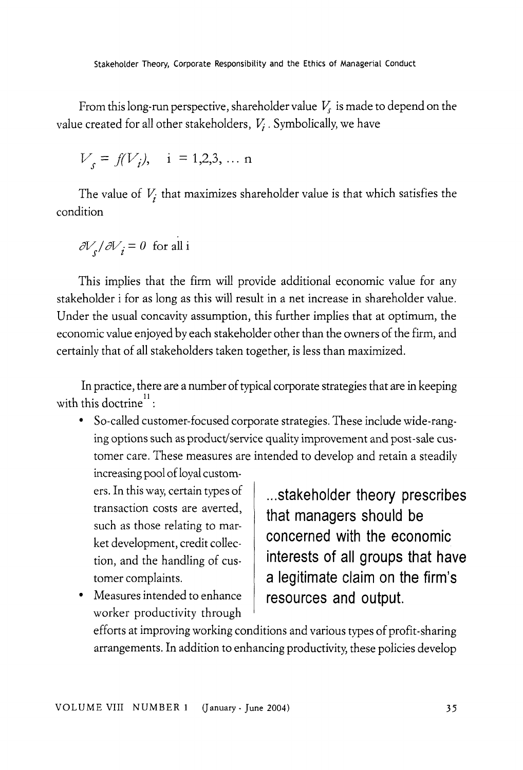From this long-run perspective, shareholder value $V_s$ is made to depend on the value created for all other stakeholders, $V_i$. Symbolically, we have

$$V_s = f(V_i), \quad i = 1,2,3, \ldots n$$

The value of $V_i$ that maximizes shareholder value is that which satisfies the condition

$$\partial V_s / \partial V_i = 0 \text{ for all i}$$

This implies that the firm will provide additional economic value for any stakeholder i for as long as this will result in a net increase in shareholder value. Under the usual concavity assumption, this further implies that at optimum, the economic value enjoyed by each stakeholder other than the owners of the firm, and certainly that of all stakeholders taken together, is less than maximized.

> **...stakeholder theory prescribes that managers should be concerned with the economic interests of all groups that have a legitimate claim on the firm's resources and output.**

In practice, there are a number of typical corporate strategies that are in keeping with this doctrine[11]:

- So-called customer-focused corporate strategies. These include wide-ranging options such as product/service quality improvement and post-sale customer care. These measures are intended to develop and retain a steadily increasing pool of loyal customers. In this way, certain types of transaction costs are averted, such as those relating to market development, credit collection, and the handling of customer complaints.
- Measures intended to enhance worker productivity through efforts at improving working conditions and various types of profit-sharing arrangements. In addition to enhancing productivity, these policies develop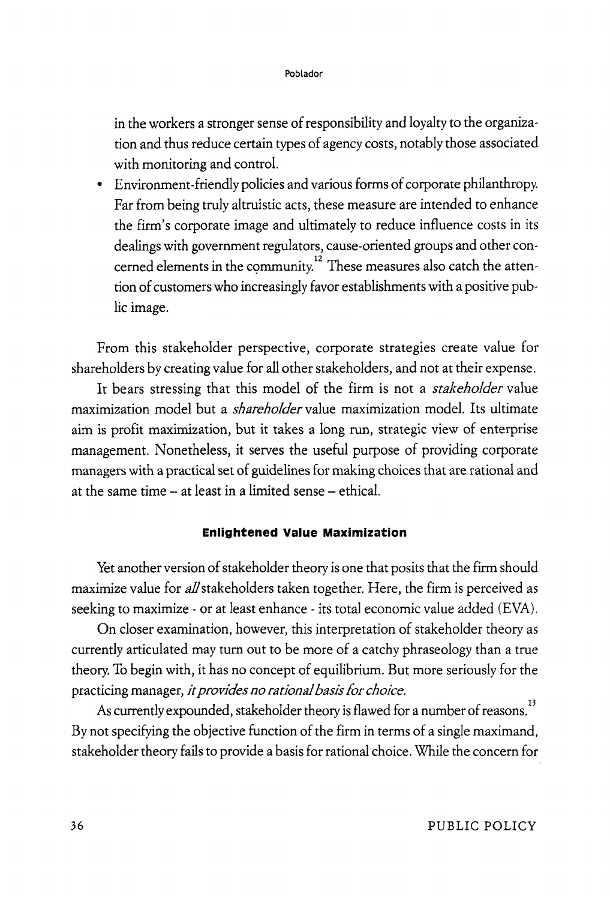in the workers a stronger sense of responsibility and loyalty to the organization and thus reduce certain types of agency costs, notably those associated with monitoring and control.

- Environment-friendly policies and various forms of corporate philanthropy. Far from being truly altruistic acts, these measure are intended to enhance the firm's corporate image and ultimately to reduce influence costs in its dealings with government regulators, cause-oriented groups and other concerned elements in the community.[12] These measures also catch the attention of customers who increasingly favor establishments with a positive public image.

From this stakeholder perspective, corporate strategies create value for shareholders by creating value for all other stakeholders, and not at their expense.

It bears stressing that this model of the firm is not a *stakeholder* value maximization model but a *shareholder* value maximization model. Its ultimate aim is profit maximization, but it takes a long run, strategic view of enterprise management. Nonetheless, it serves the useful purpose of providing corporate managers with a practical set of guidelines for making choices that are rational and at the same time – at least in a limited sense – ethical.

### Enlightened Value Maximization

Yet another version of stakeholder theory is one that posits that the firm should maximize value for *all* stakeholders taken together. Here, the firm is perceived as seeking to maximize - or at least enhance - its total economic value added (EVA).

On closer examination, however, this interpretation of stakeholder theory as currently articulated may turn out to be more of a catchy phraseology than a true theory. To begin with, it has no concept of equilibrium. But more seriously for the practicing manager, *it provides no rational basis for choice.*

As currently expounded, stakeholder theory is flawed for a number of reasons.[13] By not specifying the objective function of the firm in terms of a single maximand, stakeholder theory fails to provide a basis for rational choice. While the concern for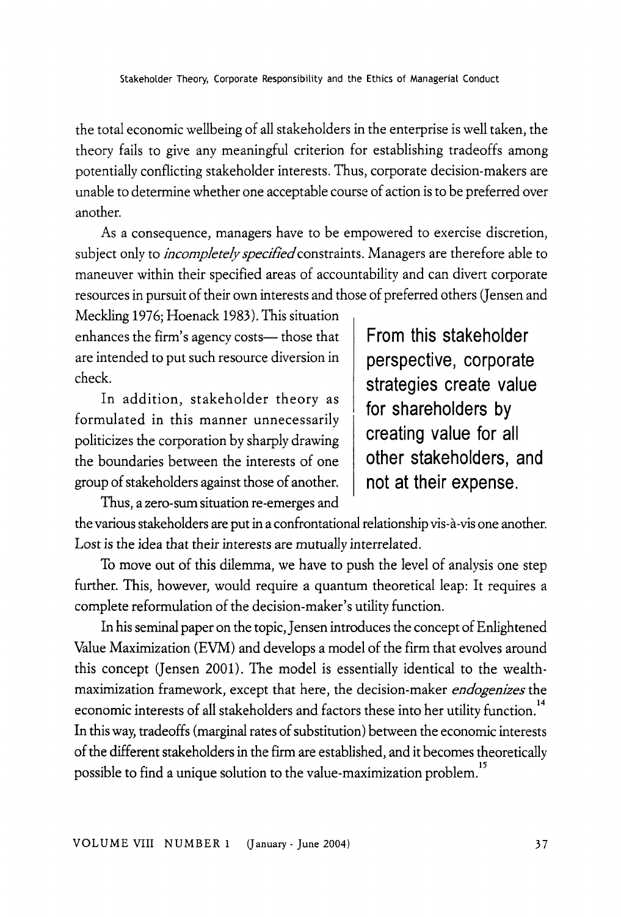the total economic wellbeing of all stakeholders in the enterprise is well taken, the theory fails to give any meaningful criterion for establishing tradeoffs among potentially conflicting stakeholder interests. Thus, corporate decision-makers are unable to determine whether one acceptable course of action is to be preferred over another.

As a consequence, managers have to be empowered to exercise discretion, subject only to *incompletely specified* constraints. Managers are therefore able to maneuver within their specified areas of accountability and can divert corporate resources in pursuit of their own interests and those of preferred others (Jensen and Meckling 1976; Hoenack 1983). This situation enhances the firm's agency costs— those that are intended to put such resource diversion in check.

**From this stakeholder perspective, corporate strategies create value for shareholders by creating value for all other stakeholders, and not at their expense.**

In addition, stakeholder theory as formulated in this manner unnecessarily politicizes the corporation by sharply drawing the boundaries between the interests of one group of stakeholders against those of another. Thus, a zero-sum situation re-emerges and the various stakeholders are put in a confrontational relationship vis-à-vis one another. Lost is the idea that their interests are mutually interrelated.

To move out of this dilemma, we have to push the level of analysis one step further. This, however, would require a quantum theoretical leap: It requires a complete reformulation of the decision-maker's utility function.

In his seminal paper on the topic, Jensen introduces the concept of Enlightened Value Maximization (EVM) and develops a model of the firm that evolves around this concept (Jensen 2001). The model is essentially identical to the wealth-maximization framework, except that here, the decision-maker *endogenizes* the economic interests of all stakeholders and factors these into her utility function.[14] In this way, tradeoffs (marginal rates of substitution) between the economic interests of the different stakeholders in the firm are established, and it becomes theoretically possible to find a unique solution to the value-maximization problem.[15]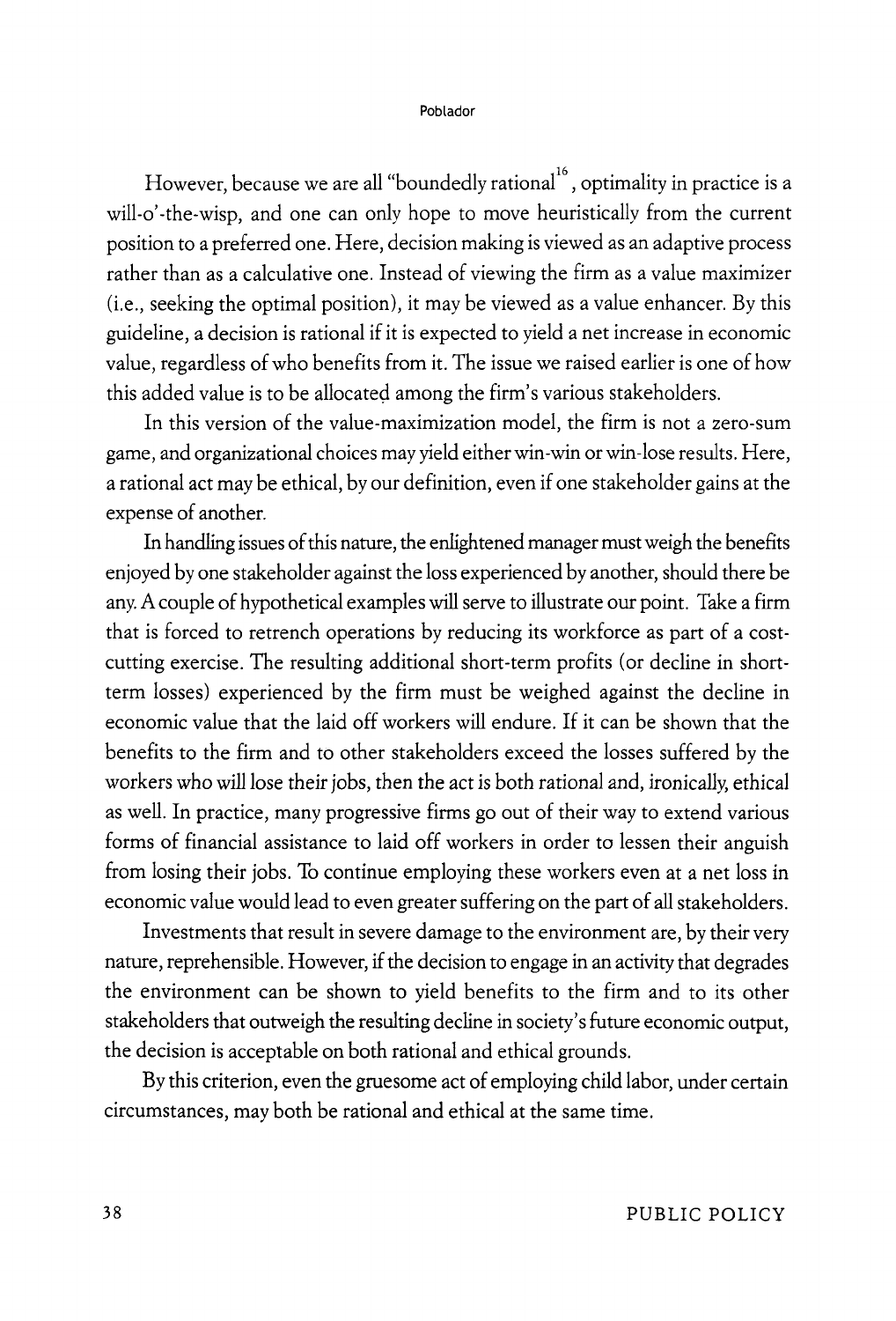However, because we are all "boundedly rational[16], optimality in practice is a will-o'-the-wisp, and one can only hope to move heuristically from the current position to a preferred one. Here, decision making is viewed as an adaptive process rather than as a calculative one. Instead of viewing the firm as a value maximizer (i.e., seeking the optimal position), it may be viewed as a value enhancer. By this guideline, a decision is rational if it is expected to yield a net increase in economic value, regardless of who benefits from it. The issue we raised earlier is one of how this added value is to be allocated among the firm's various stakeholders.

In this version of the value-maximization model, the firm is not a zero-sum game, and organizational choices may yield either win-win or win-lose results. Here, a rational act may be ethical, by our definition, even if one stakeholder gains at the expense of another.

In handling issues of this nature, the enlightened manager must weigh the benefits enjoyed by one stakeholder against the loss experienced by another, should there be any. A couple of hypothetical examples will serve to illustrate our point. Take a firm that is forced to retrench operations by reducing its workforce as part of a cost-cutting exercise. The resulting additional short-term profits (or decline in short-term losses) experienced by the firm must be weighed against the decline in economic value that the laid off workers will endure. If it can be shown that the benefits to the firm and to other stakeholders exceed the losses suffered by the workers who will lose their jobs, then the act is both rational and, ironically, ethical as well. In practice, many progressive firms go out of their way to extend various forms of financial assistance to laid off workers in order to lessen their anguish from losing their jobs. To continue employing these workers even at a net loss in economic value would lead to even greater suffering on the part of all stakeholders.

Investments that result in severe damage to the environment are, by their very nature, reprehensible. However, if the decision to engage in an activity that degrades the environment can be shown to yield benefits to the firm and to its other stakeholders that outweigh the resulting decline in society's future economic output, the decision is acceptable on both rational and ethical grounds.

By this criterion, even the gruesome act of employing child labor, under certain circumstances, may both be rational and ethical at the same time.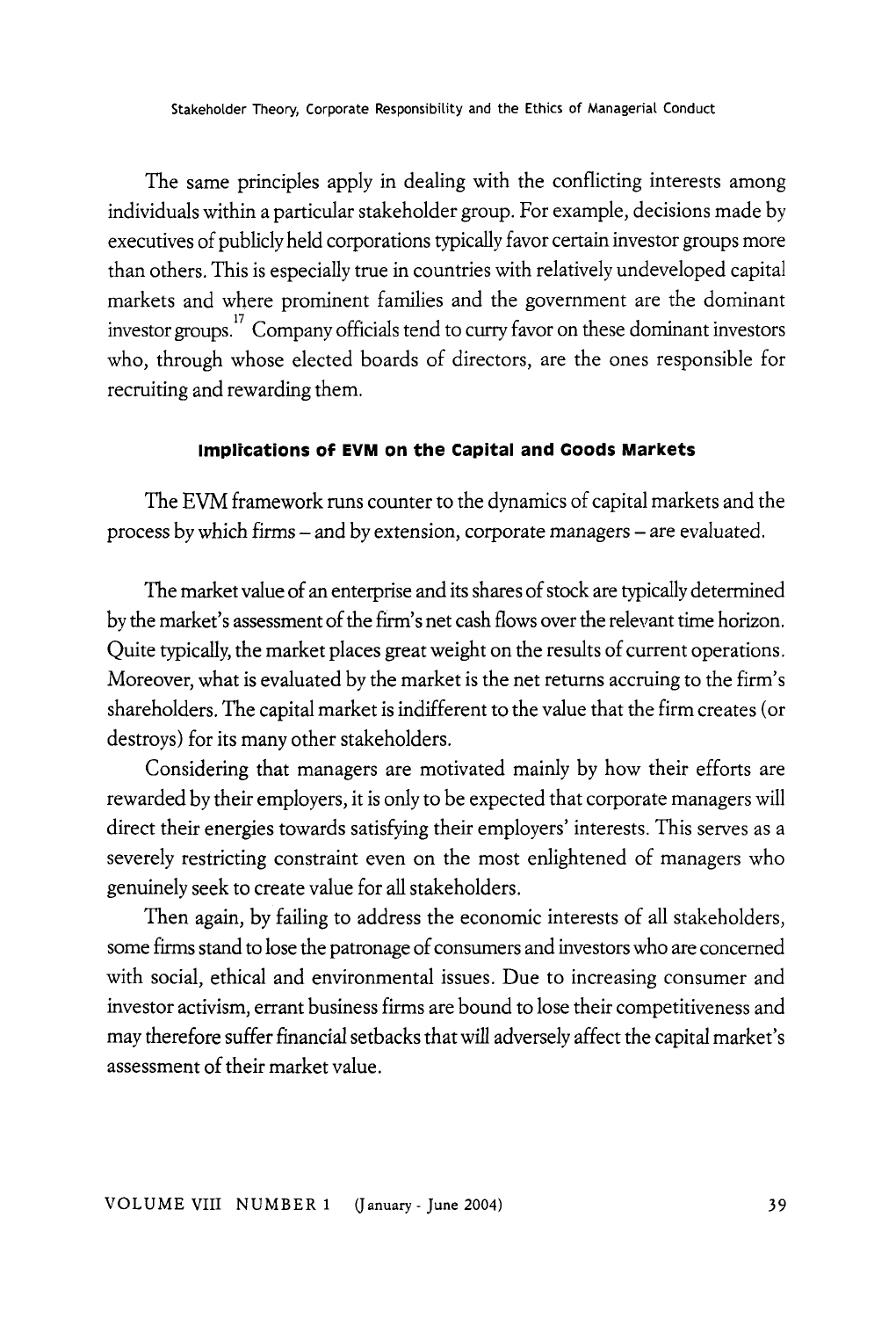The same principles apply in dealing with the conflicting interests among individuals within a particular stakeholder group. For example, decisions made by executives of publicly held corporations typically favor certain investor groups more than others. This is especially true in countries with relatively undeveloped capital markets and where prominent families and the government are the dominant investor groups.[17] Company officials tend to curry favor on these dominant investors who, through whose elected boards of directors, are the ones responsible for recruiting and rewarding them.

#### Implications of EVM on the Capital and Goods Markets

The EVM framework runs counter to the dynamics of capital markets and the process by which firms – and by extension, corporate managers – are evaluated.

The market value of an enterprise and its shares of stock are typically determined by the market's assessment of the firm's net cash flows over the relevant time horizon. Quite typically, the market places great weight on the results of current operations. Moreover, what is evaluated by the market is the net returns accruing to the firm's shareholders. The capital market is indifferent to the value that the firm creates (or destroys) for its many other stakeholders.

Considering that managers are motivated mainly by how their efforts are rewarded by their employers, it is only to be expected that corporate managers will direct their energies towards satisfying their employers' interests. This serves as a severely restricting constraint even on the most enlightened of managers who genuinely seek to create value for all stakeholders.

Then again, by failing to address the economic interests of all stakeholders, some firms stand to lose the patronage of consumers and investors who are concerned with social, ethical and environmental issues. Due to increasing consumer and investor activism, errant business firms are bound to lose their competitiveness and may therefore suffer financial setbacks that will adversely affect the capital market's assessment of their market value.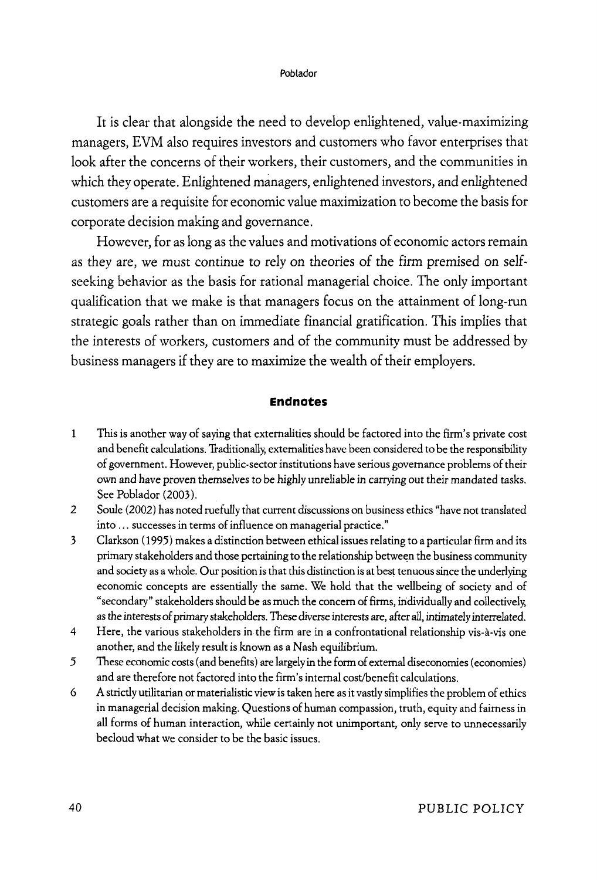It is clear that alongside the need to develop enlightened, value-maximizing managers, EVM also requires investors and customers who favor enterprises that look after the concerns of their workers, their customers, and the communities in which they operate. Enlightened managers, enlightened investors, and enlightened customers are a requisite for economic value maximization to become the basis for corporate decision making and governance.

However, for as long as the values and motivations of economic actors remain as they are, we must continue to rely on theories of the firm premised on self-seeking behavior as the basis for rational managerial choice. The only important qualification that we make is that managers focus on the attainment of long-run strategic goals rather than on immediate financial gratification. This implies that the interests of workers, customers and of the community must be addressed by business managers if they are to maximize the wealth of their employers.

## Endnotes

1 This is another way of saying that externalities should be factored into the firm's private cost and benefit calculations. Traditionally, externalities have been considered to be the responsibility of government. However, public-sector institutions have serious governance problems of their own and have proven themselves to be highly unreliable in carrying out their mandated tasks. See Poblador (2003).

2 Soule (2002) has noted ruefully that current discussions on business ethics "have not translated into ... successes in terms of influence on managerial practice."

3 Clarkson (1995) makes a distinction between ethical issues relating to a particular firm and its primary stakeholders and those pertaining to the relationship between the business community and society as a whole. Our position is that this distinction is at best tenuous since the underlying economic concepts are essentially the same. We hold that the wellbeing of society and of "secondary" stakeholders should be as much the concern of firms, individually and collectively, as the interests of primary stakeholders. These diverse interests are, after all, intimately interrelated.

4 Here, the various stakeholders in the firm are in a confrontational relationship vis-à-vis one another, and the likely result is known as a Nash equilibrium.

5 These economic costs (and benefits) are largely in the form of external diseconomies (economies) and are therefore not factored into the firm's internal cost/benefit calculations.

6 A strictly utilitarian or materialistic view is taken here as it vastly simplifies the problem of ethics in managerial decision making. Questions of human compassion, truth, equity and fairness in all forms of human interaction, while certainly not unimportant, only serve to unnecessarily becloud what we consider to be the basic issues.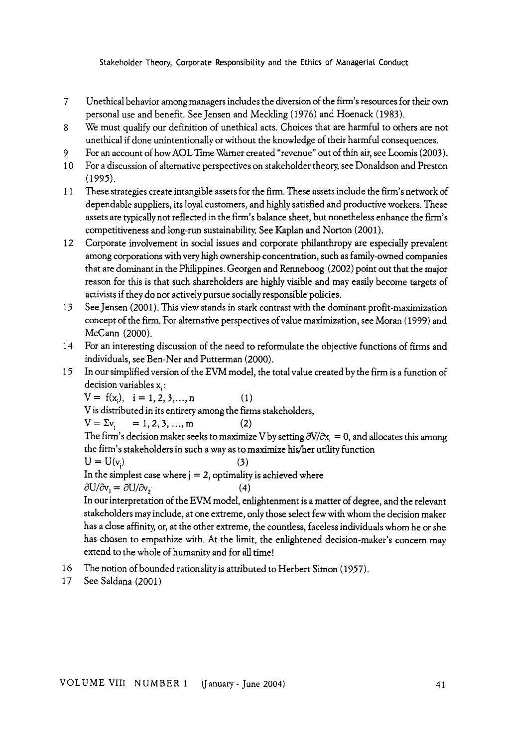7. Unethical behavior among managers includes the diversion of the firm's resources for their own personal use and benefit. See Jensen and Meckling (1976) and Hoenack (1983).
8. We must qualify our definition of unethical acts. Choices that are harmful to others are not unethical if done unintentionally or without the knowledge of their harmful consequences.
9. For an account of how AOL Time Warner created "revenue" out of thin air, see Loomis (2003).
10. For a discussion of alternative perspectives on stakeholder theory, see Donaldson and Preston (1995).
11. These strategies create intangible assets for the firm. These assets include the firm's network of dependable suppliers, its loyal customers, and highly satisfied and productive workers. These assets are typically not reflected in the firm's balance sheet, but nonetheless enhance the firm's competitiveness and long-run sustainability. See Kaplan and Norton (2001).
12. Corporate involvement in social issues and corporate philanthropy are especially prevalent among corporations with very high ownership concentration, such as family-owned companies that are dominant in the Philippines. Georgen and Renneboog (2002) point out that the major reason for this is that such shareholders are highly visible and may easily become targets of activists if they do not actively pursue socially responsible policies.
13. See Jensen (2001). This view stands in stark contrast with the dominant profit-maximization concept of the firm. For alternative perspectives of value maximization, see Moran (1999) and McCann (2000).
14. For an interesting discussion of the need to reformulate the objective functions of firms and individuals, see Ben-Ner and Putterman (2000).
15. In our simplified version of the EVM model, the total value created by the firm is a function of decision variables $x_i$:

    $V = f(x_i), \quad i = 1, 2, 3, \ldots, n \qquad (1)$

    V is distributed in its entirety among the firms stakeholders,

    $V = \Sigma v_j \quad = 1, 2, 3, \ldots, m \qquad (2)$

    The firm's decision maker seeks to maximize V by setting $\partial V/\partial x_i = 0$, and allocates this among the firm's stakeholders in such a way as to maximize his/her utility function

    $U = U(v_j) \qquad (3)$

    In the simplest case where $j = 2$, optimality is achieved where

    $\partial U/\partial v_1 = \partial U/\partial v_2 \qquad (4)$

    In our interpretation of the EVM model, enlightenment is a matter of degree, and the relevant stakeholders may include, at one extreme, only those select few with whom the decision maker has a close affinity, or, at the other extreme, the countless, faceless individuals whom he or she has chosen to empathize with. At the limit, the enlightened decision-maker's concern may extend to the whole of humanity and for all time!
16. The notion of bounded rationality is attributed to Herbert Simon (1957).
17. See Saldana (2001)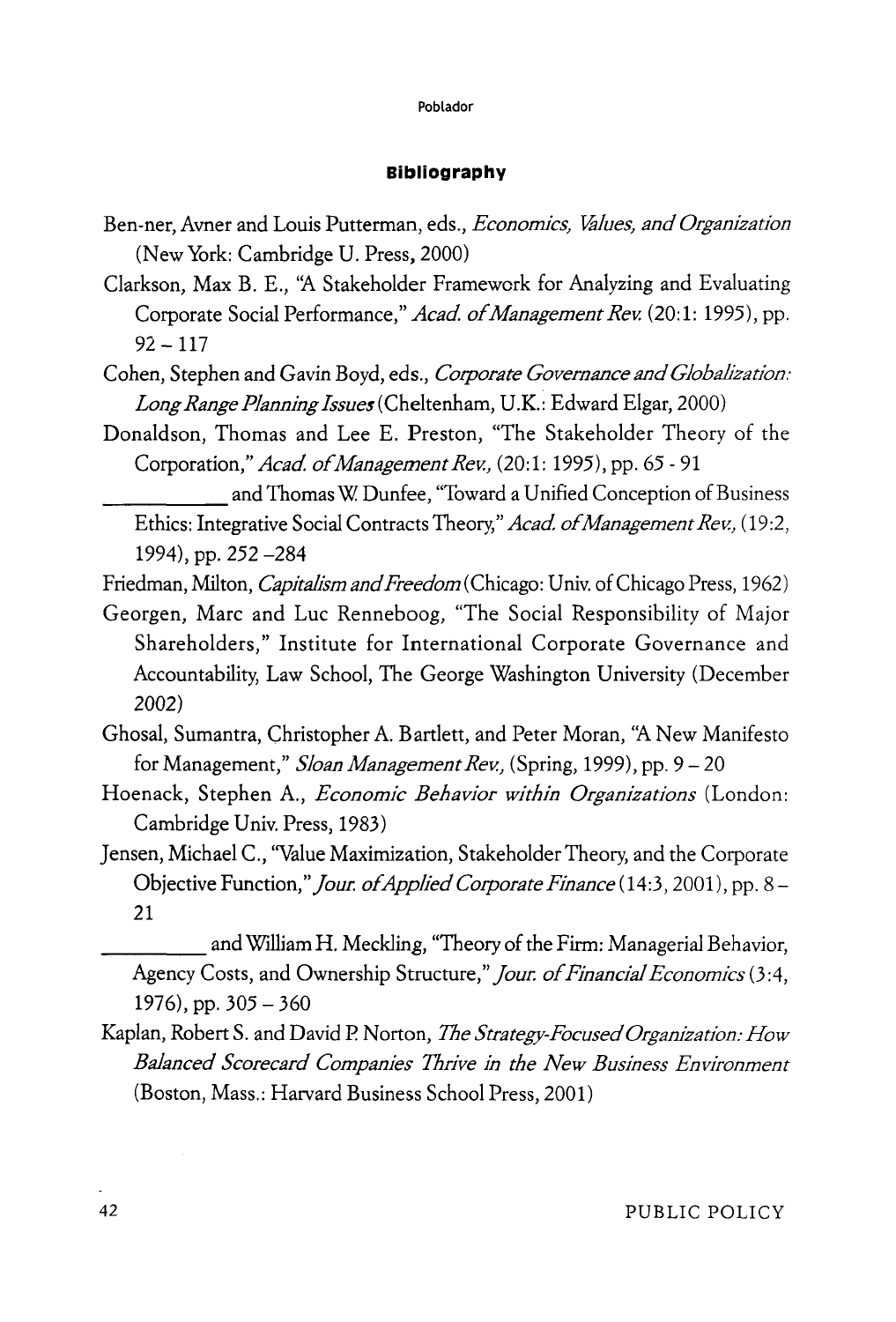## Bibliography

Ben-ner, Avner and Louis Putterman, eds., *Economics, Values, and Organization* (New York: Cambridge U. Press, 2000)

Clarkson, Max B. E., "A Stakeholder Framework for Analyzing and Evaluating Corporate Social Performance," *Acad. of Management Rev.* (20:1: 1995), pp. 92 – 117

Cohen, Stephen and Gavin Boyd, eds., *Corporate Governance and Globalization: Long Range Planning Issues* (Cheltenham, U.K.: Edward Elgar, 2000)

Donaldson, Thomas and Lee E. Preston, "The Stakeholder Theory of the Corporation," *Acad. of Management Rev.,* (20:1: 1995), pp. 65 - 91

__________ and Thomas W. Dunfee, "Toward a Unified Conception of Business Ethics: Integrative Social Contracts Theory," *Acad. of Management Rev.,* (19:2, 1994), pp. 252 –284

Friedman, Milton, *Capitalism and Freedom* (Chicago: Univ. of Chicago Press, 1962)

Georgen, Marc and Luc Renneboog, "The Social Responsibility of Major Shareholders," Institute for International Corporate Governance and Accountability, Law School, The George Washington University (December 2002)

Ghosal, Sumantra, Christopher A. Bartlett, and Peter Moran, "A New Manifesto for Management," *Sloan Management Rev.,* (Spring, 1999), pp. 9 – 20

Hoenack, Stephen A., *Economic Behavior within Organizations* (London: Cambridge Univ. Press, 1983)

Jensen, Michael C., "Value Maximization, Stakeholder Theory, and the Corporate Objective Function," *Jour. of Applied Corporate Finance* (14:3, 2001), pp. 8 – 21

__________ and William H. Meckling, "Theory of the Firm: Managerial Behavior, Agency Costs, and Ownership Structure," *Jour. of Financial Economics* (3:4, 1976), pp. 305 – 360

Kaplan, Robert S. and David P. Norton, *The Strategy-Focused Organization: How Balanced Scorecard Companies Thrive in the New Business Environment* (Boston, Mass.: Harvard Business School Press, 2001)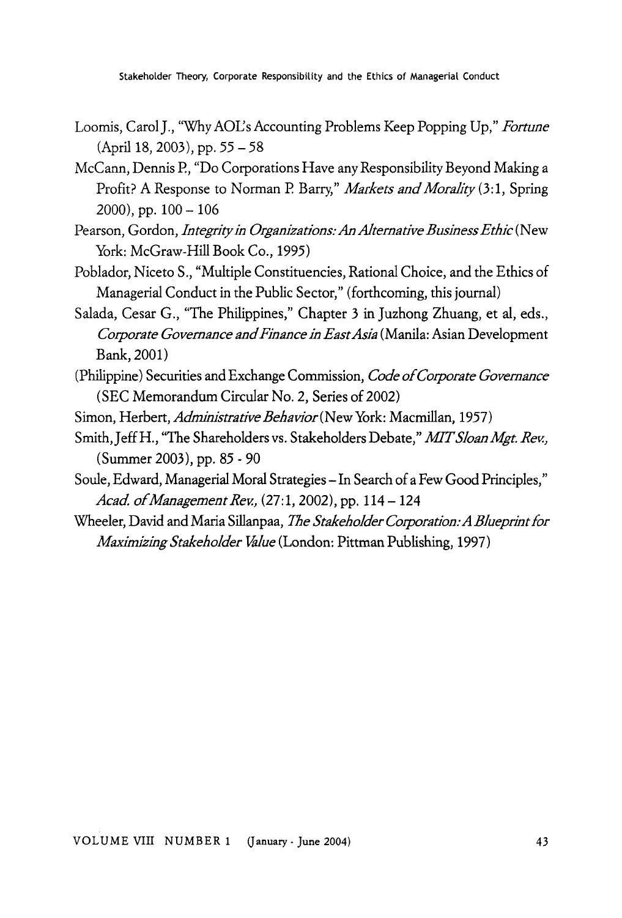Loomis, Carol J., "Why AOL's Accounting Problems Keep Popping Up," *Fortune* (April 18, 2003), pp. 55 – 58

McCann, Dennis P., "Do Corporations Have any Responsibility Beyond Making a Profit? A Response to Norman P. Barry," *Markets and Morality* (3:1, Spring 2000), pp. 100 – 106

Pearson, Gordon, *Integrity in Organizations: An Alternative Business Ethic* (New York: McGraw-Hill Book Co., 1995)

Poblador, Niceto S., "Multiple Constituencies, Rational Choice, and the Ethics of Managerial Conduct in the Public Sector," (forthcoming, this journal)

Salada, Cesar G., "The Philippines," Chapter 3 in Juzhong Zhuang, et al, eds., *Corporate Governance and Finance in East Asia* (Manila: Asian Development Bank, 2001)

(Philippine) Securities and Exchange Commission, *Code of Corporate Governance* (SEC Memorandum Circular No. 2, Series of 2002)

Simon, Herbert, *Administrative Behavior* (New York: Macmillan, 1957)

Smith, Jeff H., "The Shareholders vs. Stakeholders Debate," *MIT Sloan Mgt. Rev.,* (Summer 2003), pp. 85 - 90

Soule, Edward, Managerial Moral Strategies – In Search of a Few Good Principles," *Acad. of Management Rev.,* (27:1, 2002), pp. 114 – 124

Wheeler, David and Maria Sillanpaa, *The Stakeholder Corporation: A Blueprint for Maximizing Stakeholder Value* (London: Pittman Publishing, 1997)